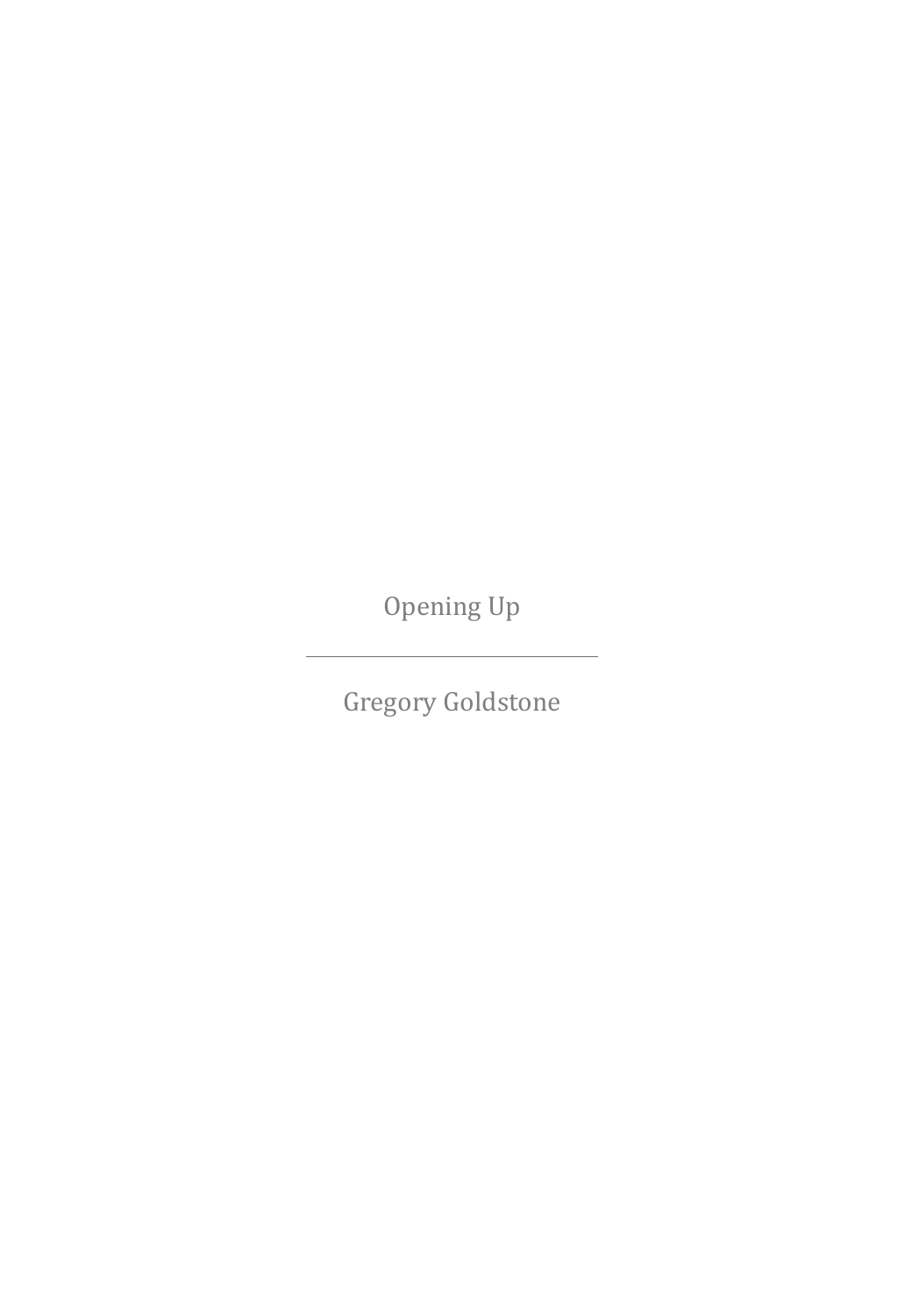Opening Up

---

Gregory Goldstone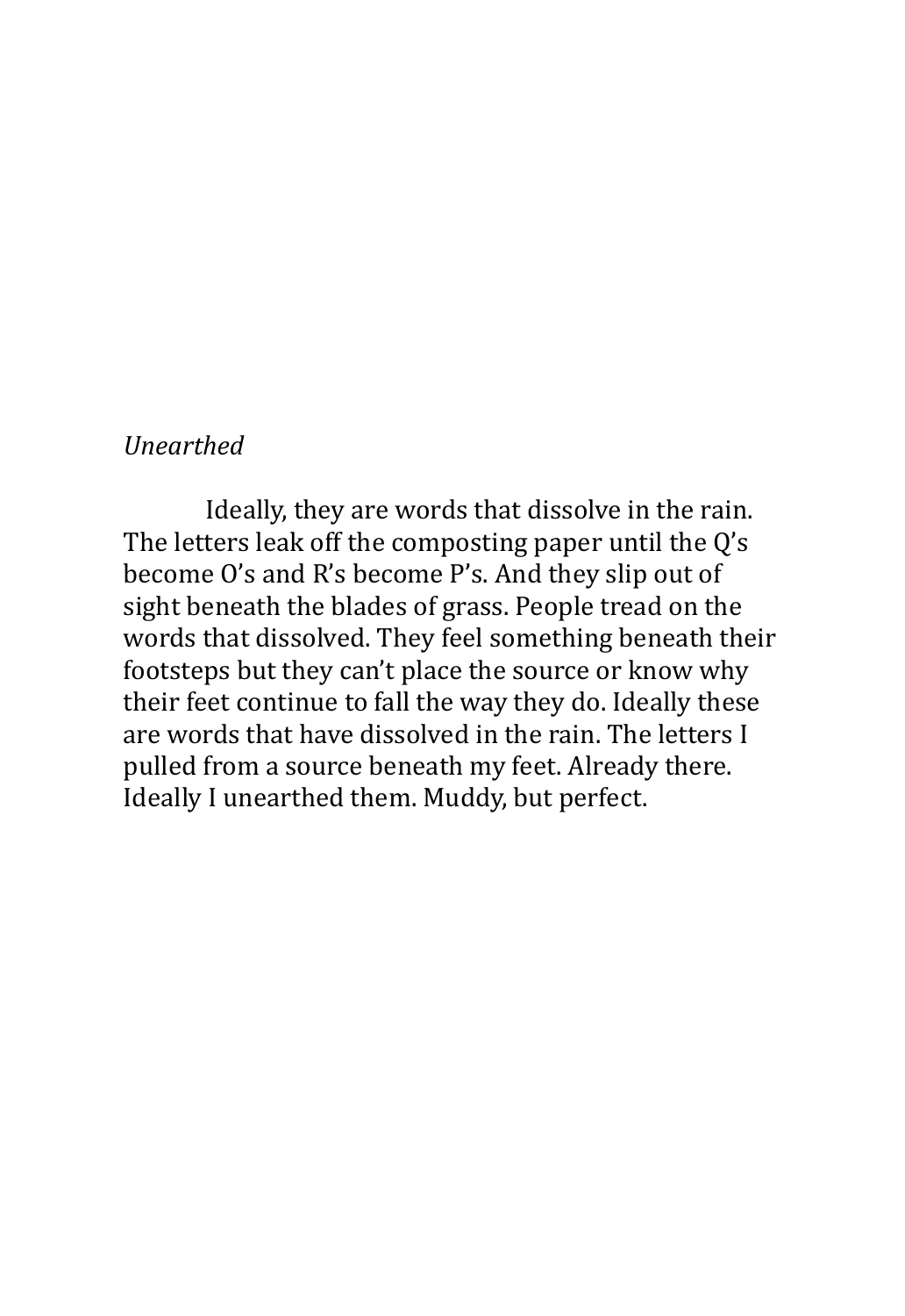*Unearthed*

Ideally, they are words that dissolve in the rain. The letters leak off the composting paper until the Q's become O's and R's become P's. And they slip out of sight beneath the blades of grass. People tread on the words that dissolved. They feel something beneath their footsteps but they can't place the source or know why their feet continue to fall the way they do. Ideally these are words that have dissolved in the rain. The letters I pulled from a source beneath my feet. Already there. Ideally I unearthed them. Muddy, but perfect.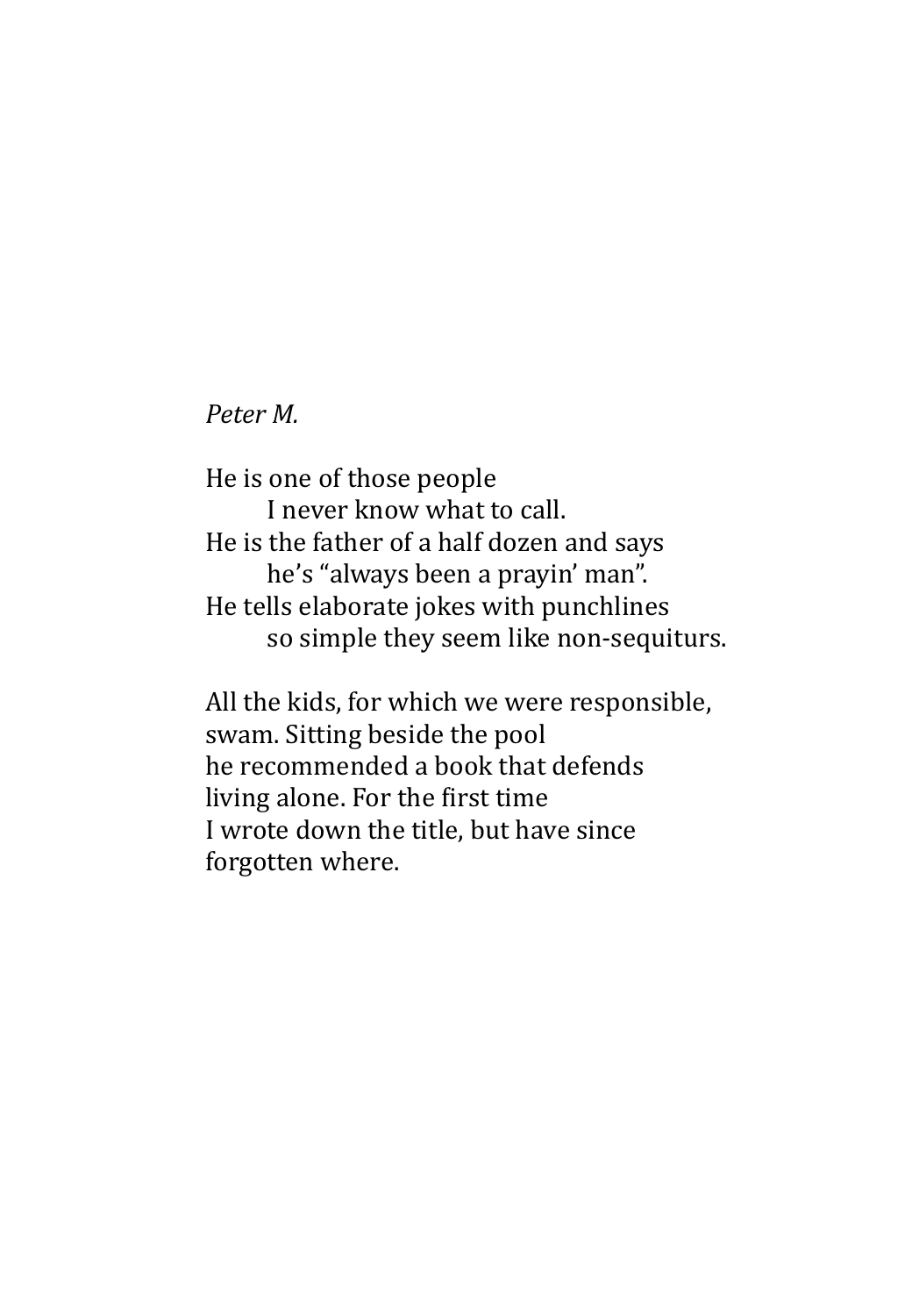*Peter M.*

He is one of those people
        I never know what to call.
He is the father of a half dozen and says
        he's "always been a prayin' man".
He tells elaborate jokes with punchlines
        so simple they seem like non-sequiturs.

All the kids, for which we were responsible,
swam. Sitting beside the pool
he recommended a book that defends
living alone. For the first time
I wrote down the title, but have since
forgotten where.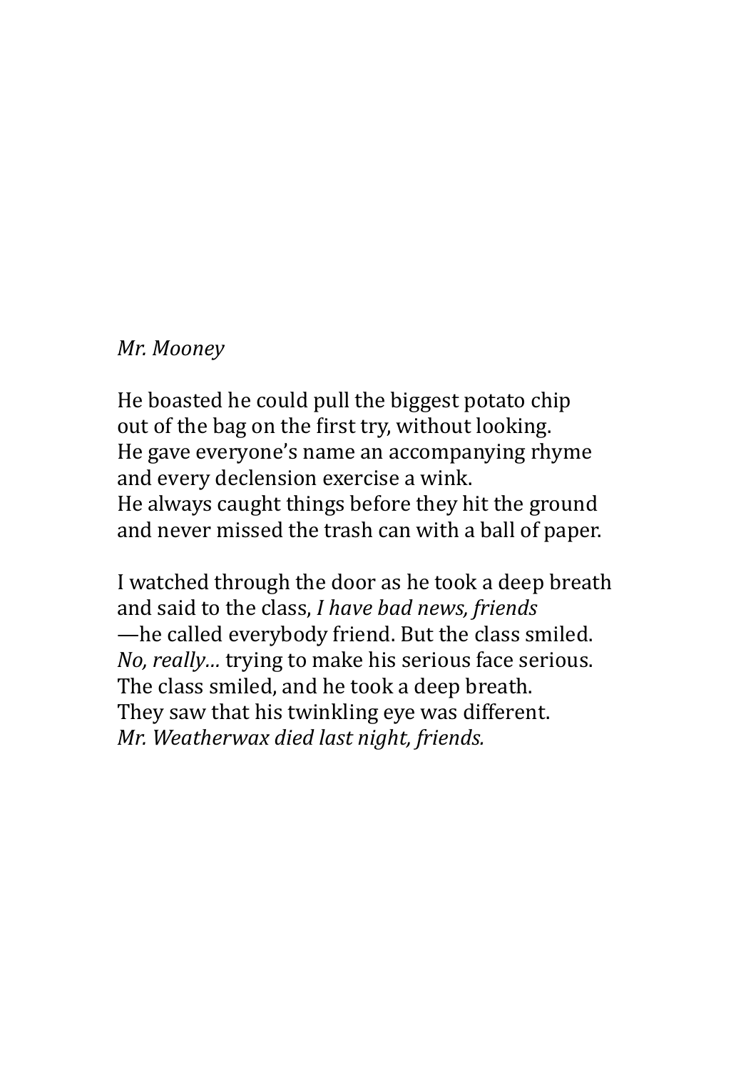*Mr. Mooney*

He boasted he could pull the biggest potato chip  
out of the bag on the first try, without looking.  
He gave everyone's name an accompanying rhyme  
and every declension exercise a wink.  
He always caught things before they hit the ground  
and never missed the trash can with a ball of paper.

I watched through the door as he took a deep breath  
and said to the class, *I have bad news, friends*  
—he called everybody friend. But the class smiled.  
*No, really…* trying to make his serious face serious.  
The class smiled, and he took a deep breath.  
They saw that his twinkling eye was different.  
*Mr. Weatherwax died last night, friends.*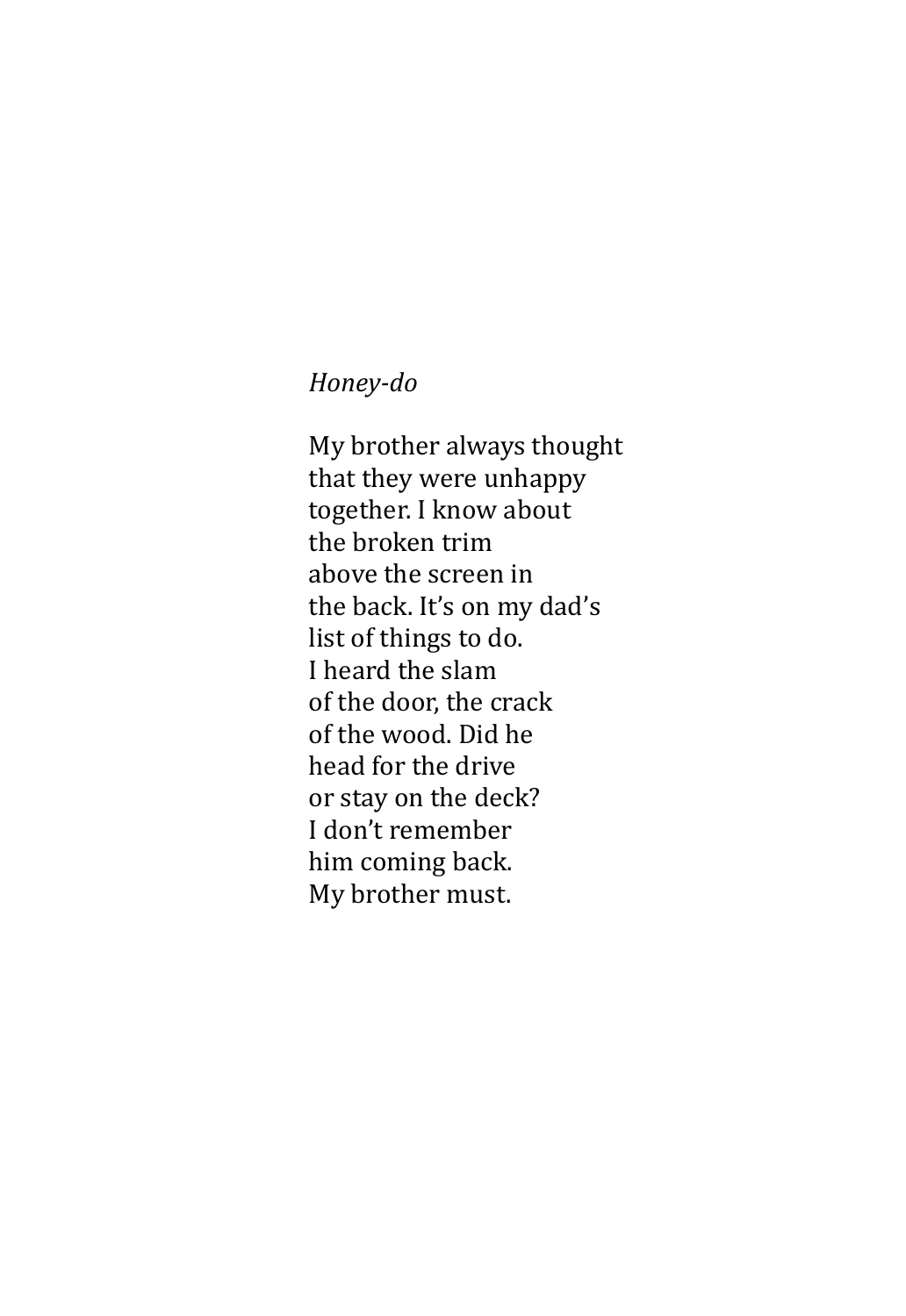*Honey-do*

My brother always thought  
that they were unhappy  
together. I know about  
the broken trim  
above the screen in  
the back. It's on my dad's  
list of things to do.  
I heard the slam  
of the door, the crack  
of the wood. Did he  
head for the drive  
or stay on the deck?  
I don't remember  
him coming back.  
My brother must.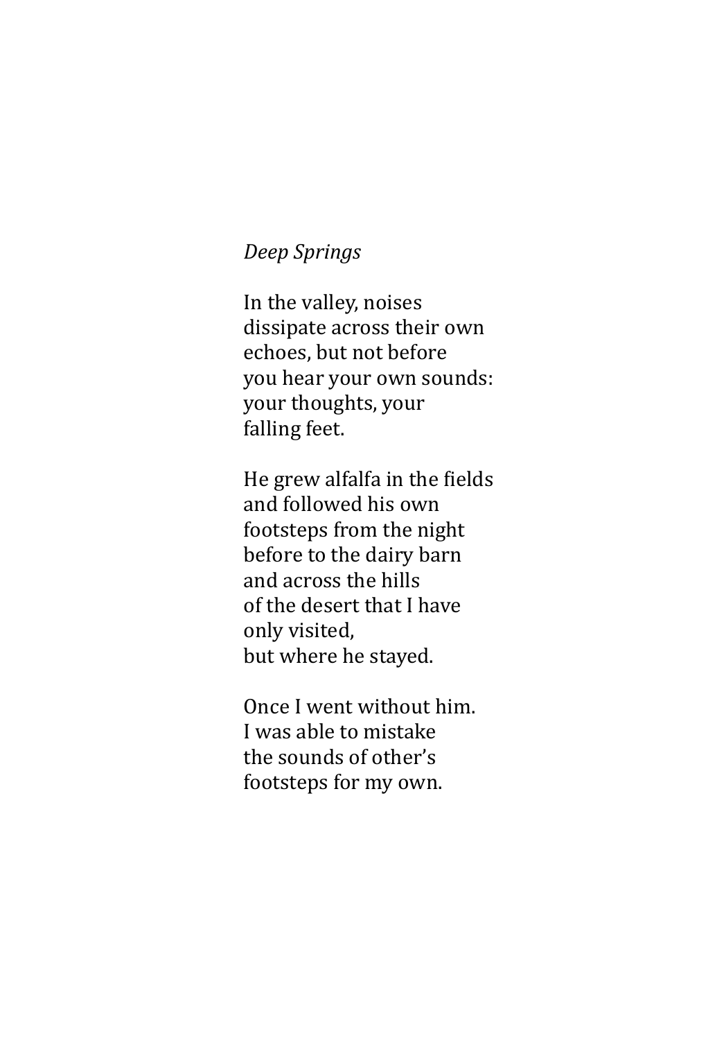*Deep Springs*

In the valley, noises  
dissipate across their own  
echoes, but not before  
you hear your own sounds:  
your thoughts, your  
falling feet.

He grew alfalfa in the fields  
and followed his own  
footsteps from the night  
before to the dairy barn  
and across the hills  
of the desert that I have  
only visited,  
but where he stayed.

Once I went without him.  
I was able to mistake  
the sounds of other's  
footsteps for my own.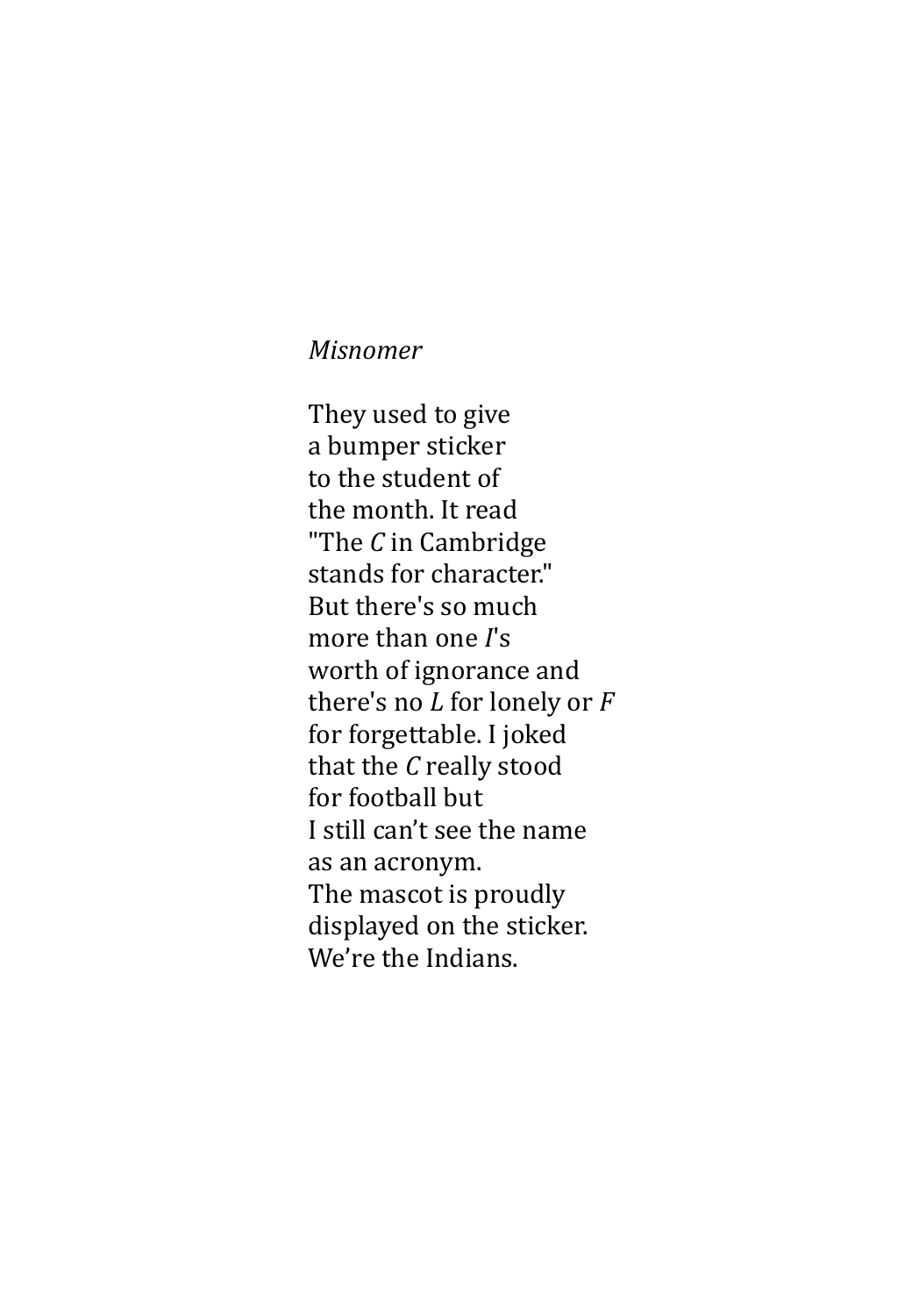*Misnomer*

They used to give  
a bumper sticker  
to the student of  
the month. It read  
"The *C* in Cambridge  
stands for character."  
But there's so much  
more than one *I*'s  
worth of ignorance and  
there's no *L* for lonely or *F*  
for forgettable. I joked  
that the *C* really stood  
for football but  
I still can’t see the name  
as an acronym.  
The mascot is proudly  
displayed on the sticker.  
We’re the Indians.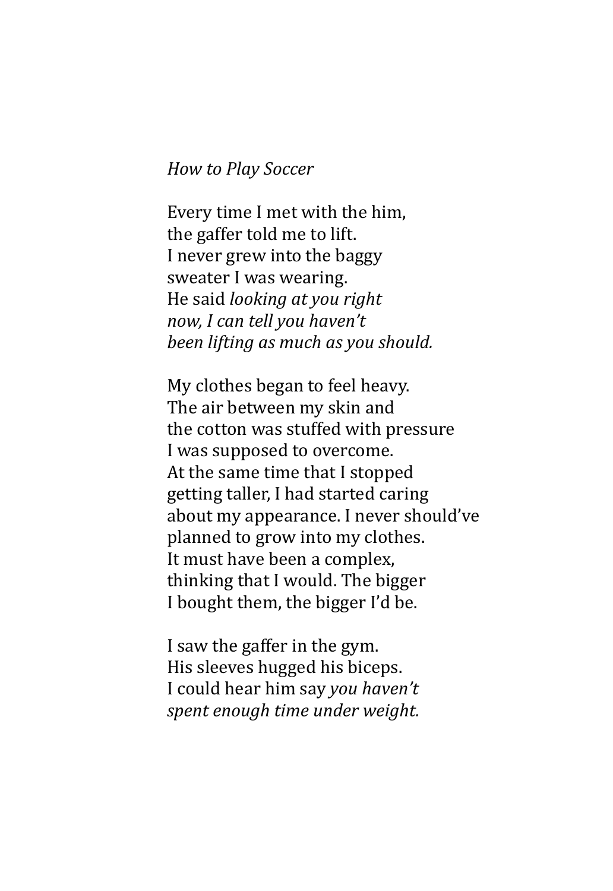*How to Play Soccer*

Every time I met with the him,  
the gaffer told me to lift.  
I never grew into the baggy  
sweater I was wearing.  
He said *looking at you right*  
*now, I can tell you haven't*  
*been lifting as much as you should.*

My clothes began to feel heavy.  
The air between my skin and  
the cotton was stuffed with pressure  
I was supposed to overcome.  
At the same time that I stopped  
getting taller, I had started caring  
about my appearance. I never should've  
planned to grow into my clothes.  
It must have been a complex,  
thinking that I would. The bigger  
I bought them, the bigger I'd be.

I saw the gaffer in the gym.  
His sleeves hugged his biceps.  
I could hear him say *you haven't*  
*spent enough time under weight.*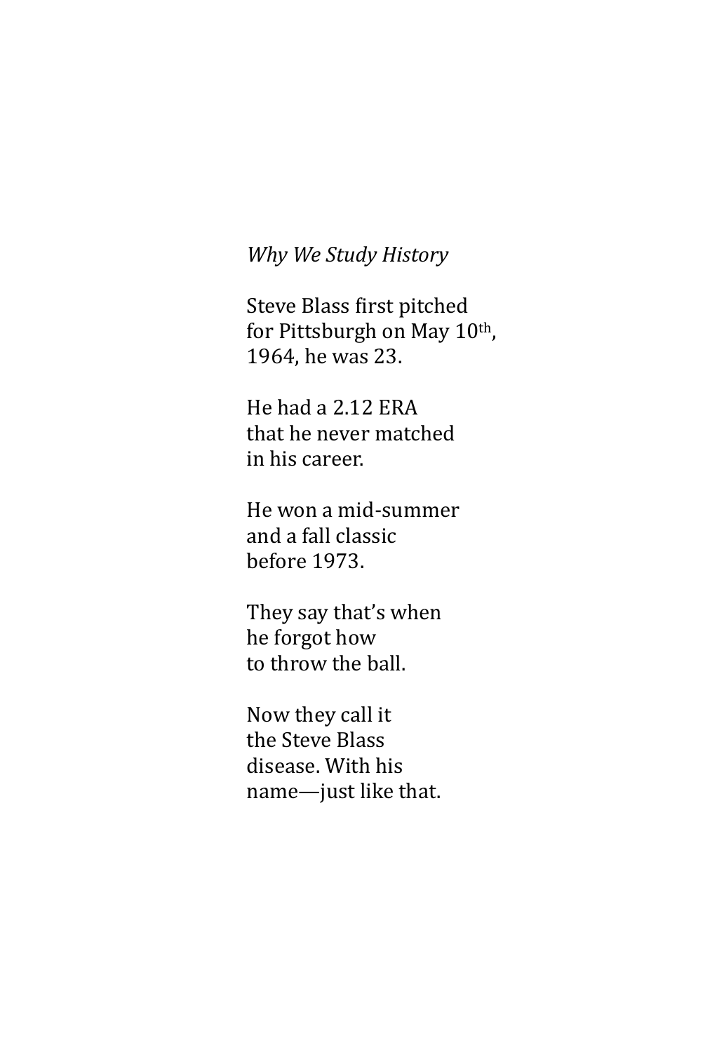*Why We Study History*

Steve Blass first pitched
for Pittsburgh on May 10th,
1964, he was 23.

He had a 2.12 ERA
that he never matched
in his career.

He won a mid-summer
and a fall classic
before 1973.

They say that's when
he forgot how
to throw the ball.

Now they call it
the Steve Blass
disease. With his
name—just like that.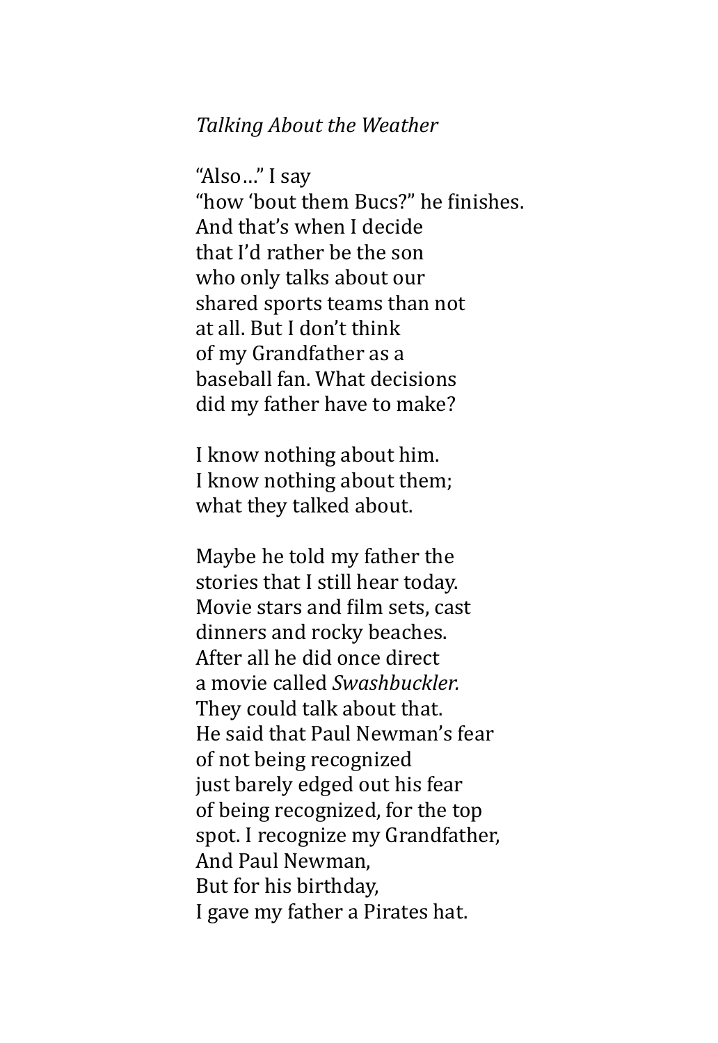*Talking About the Weather*

"Also…" I say  
"how 'bout them Bucs?" he finishes.  
And that's when I decide  
that I'd rather be the son  
who only talks about our  
shared sports teams than not  
at all. But I don't think  
of my Grandfather as a  
baseball fan. What decisions  
did my father have to make?

I know nothing about him.  
I know nothing about them;  
what they talked about.

Maybe he told my father the  
stories that I still hear today.  
Movie stars and film sets, cast  
dinners and rocky beaches.  
After all he did once direct  
a movie called *Swashbuckler.*  
They could talk about that.  
He said that Paul Newman's fear  
of not being recognized  
just barely edged out his fear  
of being recognized, for the top  
spot. I recognize my Grandfather,  
And Paul Newman,  
But for his birthday,  
I gave my father a Pirates hat.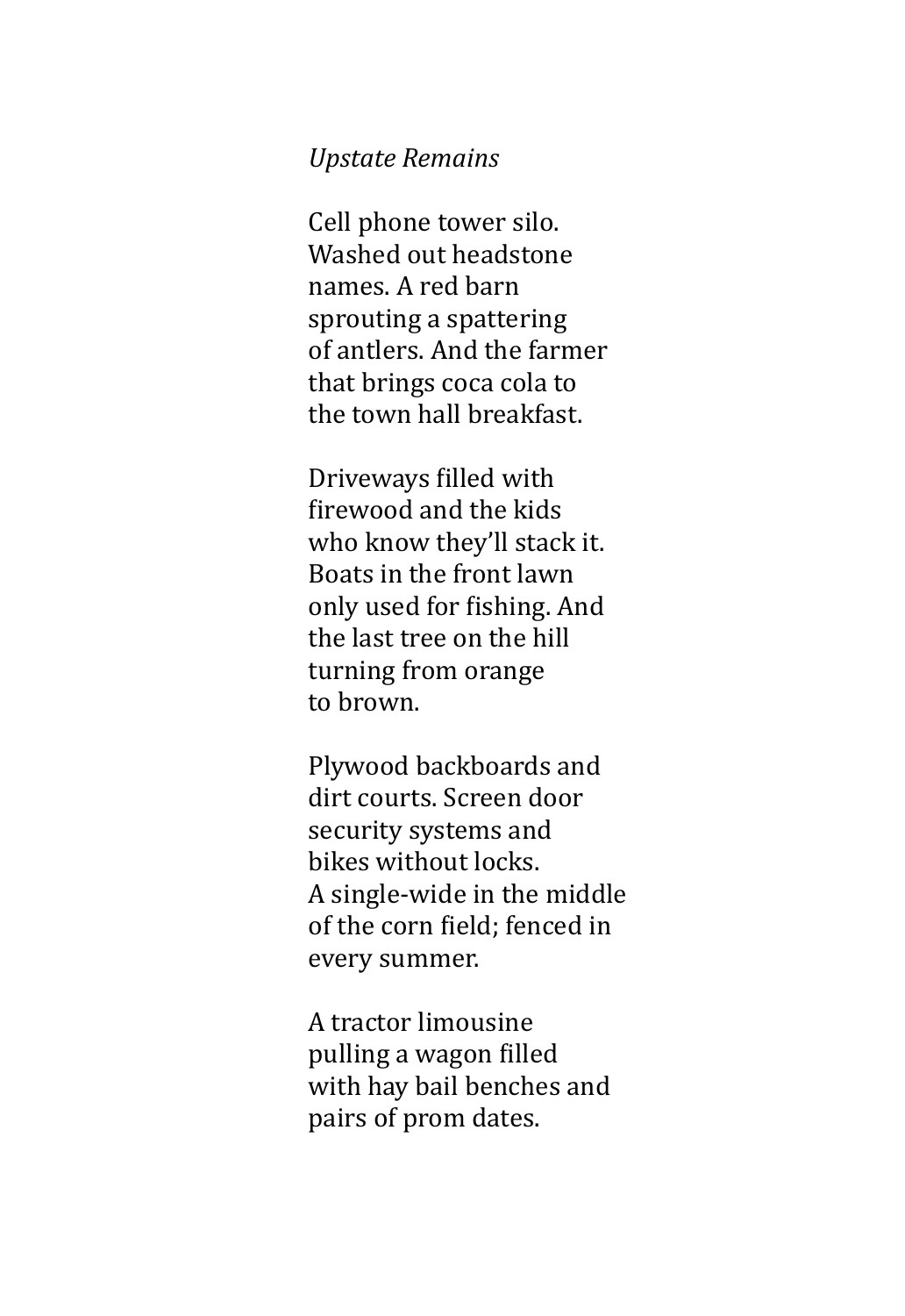*Upstate Remains*

Cell phone tower silo.  
Washed out headstone  
names. A red barn  
sprouting a spattering  
of antlers. And the farmer  
that brings coca cola to  
the town hall breakfast.

Driveways filled with  
firewood and the kids  
who know they'll stack it.  
Boats in the front lawn  
only used for fishing. And  
the last tree on the hill  
turning from orange  
to brown.

Plywood backboards and  
dirt courts. Screen door  
security systems and  
bikes without locks.  
A single-wide in the middle  
of the corn field; fenced in  
every summer.

A tractor limousine  
pulling a wagon filled  
with hay bail benches and  
pairs of prom dates.